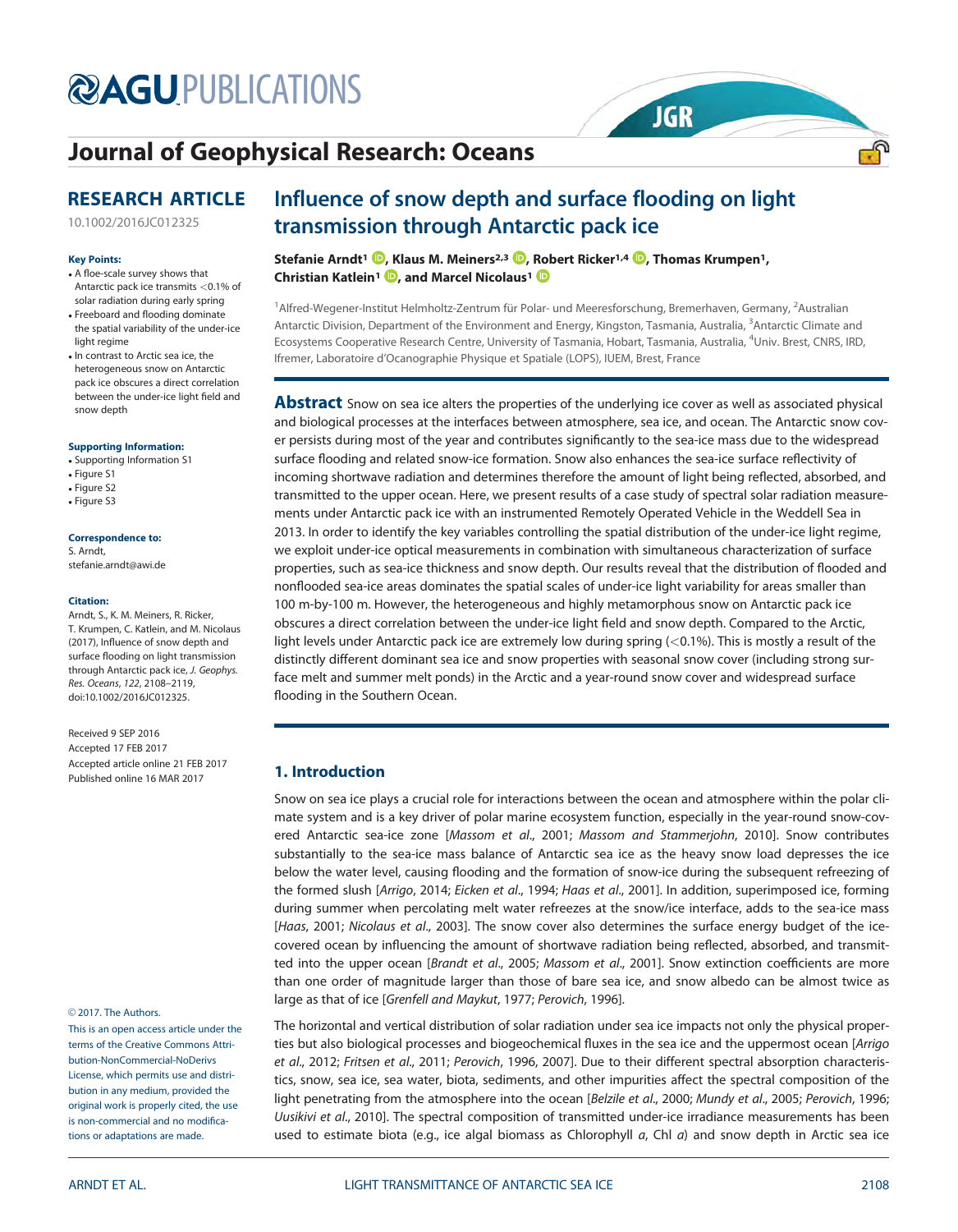# Journal of Geophysical Research: Oceans

## RESEARCH ARTICLE

10.1002/2016JC012325

**Key Points:**

- A floe-scale survey shows that Antarctic pack ice transmits <0.1% of solar radiation during early spring
- Freeboard and flooding dominate the spatial variability of the under-ice light regime
- In contrast to Arctic sea ice, the heterogeneous and highly metamorphous snow on Antarctic pack ice obscures a direct correlation between the under-ice light field and snow depth

**Supporting Information:**

- Supporting Information S1
- Figure S1
- Figure S2
- Figure S3

**Correspondence to:**

S. Arndt,
stefanie.arndt@awi.de

**Citation:**

Arndt, S., K. M. Meiners, R. Ricker, T. Krumpen, C. Katlein, and M. Nicolaus (2017), Influence of snow depth and surface flooding on light transmission through Antarctic pack ice, *J. Geophys. Res. Oceans*, *122*, 2108–2119, doi:10.1002/2016JC012325.

Received 9 SEP 2016
Accepted 17 FEB 2017
Accepted article online 21 FEB 2017
Published online 16 MAR 2017

© 2017. The Authors.

This is an open access article under the terms of the Creative Commons Attribution-NonCommercial-NoDerivs License, which permits use and distribution in any medium, provided the original work is properly cited, the use is non-commercial and no modifications or adaptations are made.

# Influence of snow depth and surface flooding on light transmission through Antarctic pack ice

**Stefanie Arndt[1], Klaus M. Meiners[2,3], Robert Ricker[1,4], Thomas Krumpen[1], Christian Katlein[1], and Marcel Nicolaus[1]**

[1]Alfred-Wegener-Institut Helmholtz-Zentrum für Polar- und Meeresforschung, Bremerhaven, Germany, [2]Australian Antarctic Division, Department of the Environment and Energy, Kingston, Tasmania, Australia, [3]Antarctic Climate and Ecosystems Cooperative Research Centre, University of Tasmania, Hobart, Tasmania, Australia, [4]Univ. Brest, CNRS, IRD, Ifremer, Laboratoire d'Ocanographie Physique et Spatiale (LOPS), IUEM, Brest, France

**Abstract** Snow on sea ice alters the properties of the underlying ice cover as well as associated physical and biological processes at the interfaces between atmosphere, sea ice, and ocean. The Antarctic snow cover persists during most of the year and contributes significantly to the sea-ice mass due to the widespread surface flooding and related snow-ice formation. Snow also enhances the sea-ice surface reflectivity of incoming shortwave radiation and determines therefore the amount of light being reflected, absorbed, and transmitted to the upper ocean. Here, we present results of a case study of spectral solar radiation measurements under Antarctic pack ice with an instrumented Remotely Operated Vehicle in the Weddell Sea in 2013. In order to identify the key variables controlling the spatial distribution of the under-ice light regime, we exploit under-ice optical measurements in combination with simultaneous characterization of surface properties, such as sea-ice thickness and snow depth. Our results reveal that the distribution of flooded and nonflooded sea-ice areas dominates the spatial scales of under-ice light variability for areas smaller than 100 m-by-100 m. However, the heterogeneous and highly metamorphous snow on Antarctic pack ice obscures a direct correlation between the under-ice light field and snow depth. Compared to the Arctic, light levels under Antarctic pack ice are extremely low during spring (<0.1%). This is mostly a result of the distinctly different dominant sea ice and snow properties with seasonal snow cover (including strong surface melt and summer melt ponds) in the Arctic and a year-round snow cover and widespread surface flooding in the Southern Ocean.

## 1. Introduction

Snow on sea ice plays a crucial role for interactions between the ocean and atmosphere within the polar climate system and is a key driver of polar marine ecosystem function, especially in the year-round snow-covered Antarctic sea-ice zone [*Massom et al*., 2001; *Massom and Stammerjohn*, 2010]. Snow contributes substantially to the sea-ice mass balance of Antarctic sea ice as the heavy snow load depresses the ice below the water level, causing flooding and the formation of snow-ice during the subsequent refreezing of the formed slush [*Arrigo*, 2014; *Eicken et al*., 1994; *Haas et al*., 2001]. In addition, superimposed ice, forming during summer when percolating melt water refreezes at the snow/ice interface, adds to the sea-ice mass [*Haas*, 2001; *Nicolaus et al*., 2003]. The snow cover also determines the surface energy budget of the ice-covered ocean by influencing the amount of shortwave radiation being reflected, absorbed, and transmitted into the upper ocean [*Brandt et al*., 2005; *Massom et al*., 2001]. Snow extinction coefficients are more than one order of magnitude larger than those of bare sea ice, and snow albedo can be almost twice as large as that of ice [*Grenfell and Maykut*, 1977; *Perovich*, 1996].

The horizontal and vertical distribution of solar radiation under sea ice impacts not only the physical properties but also biological processes and biogeochemical fluxes in the sea ice and the uppermost ocean [*Arrigo et al*., 2012; *Fritsen et al*., 2011; *Perovich*, 1996, 2007]. Due to their different spectral absorption characteristics, snow, sea ice, sea water, biota, sediments, and other impurities affect the spectral composition of the light penetrating from the atmosphere into the ocean [*Belzile et al*., 2000; *Mundy et al*., 2005; *Perovich*, 1996; *Uusikivi et al*., 2010]. The spectral composition of transmitted under-ice irradiance measurements has been used to estimate biota (e.g., ice algal biomass as Chlorophyll *a*, Chl *a*) and snow depth in Arctic sea ice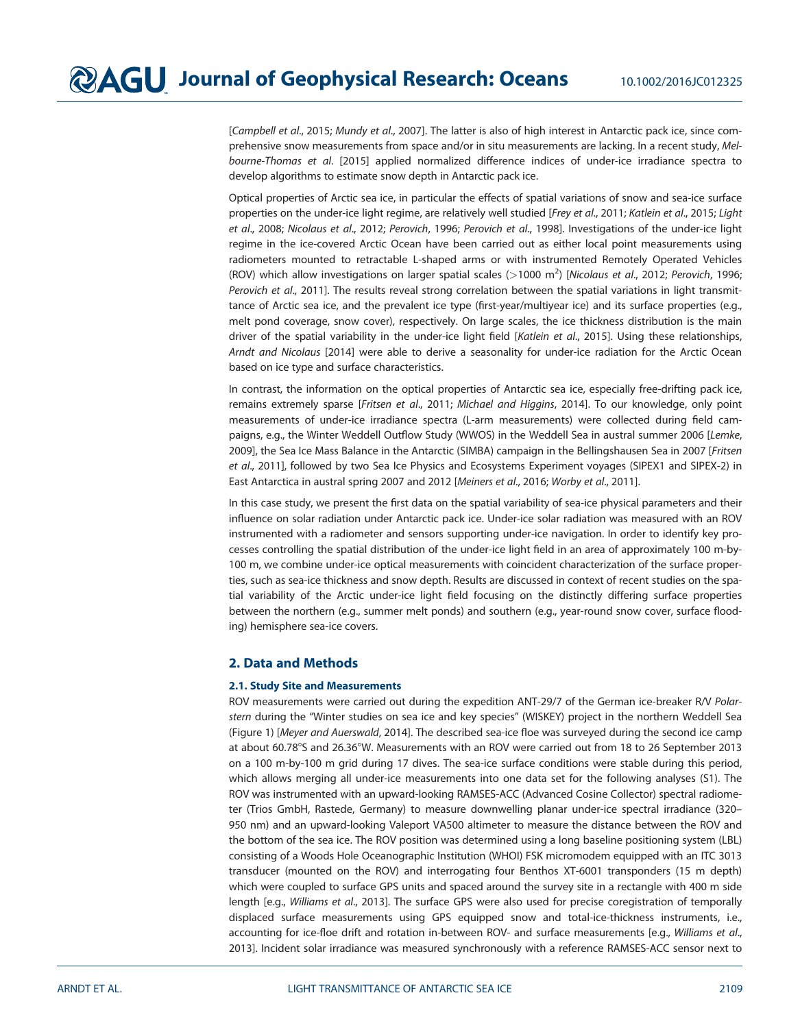[*Campbell et al.*, 2015; *Mundy et al.*, 2007]. The latter is also of high interest in Antarctic pack ice, since comprehensive snow measurements from space and/or in situ measurements are lacking. In a recent study, *Melbourne-Thomas et al.* [2015] applied normalized difference indices of under-ice irradiance spectra to develop algorithms to estimate snow depth in Antarctic pack ice.

Optical properties of Arctic sea ice, in particular the effects of spatial variations of snow and sea-ice surface properties on the under-ice light regime, are relatively well studied [*Frey et al.*, 2011; *Katlein et al.*, 2015; *Light et al.*, 2008; *Nicolaus et al.*, 2012; *Perovich*, 1996; *Perovich et al.*, 1998]. Investigations of the under-ice light regime in the ice-covered Arctic Ocean have been carried out as either local point measurements using radiometers mounted to retractable L-shaped arms or with instrumented Remotely Operated Vehicles (ROV) which allow investigations on larger spatial scales (>1000 m$^2$) [*Nicolaus et al.*, 2012; *Perovich*, 1996; *Perovich et al.*, 2011]. The results reveal strong correlation between the spatial variations in light transmittance of Arctic sea ice, and the prevalent ice type (first-year/multiyear ice) and its surface properties (e.g., melt pond coverage, snow cover), respectively. On large scales, the ice thickness distribution is the main driver of the spatial variability in the under-ice light field [*Katlein et al.*, 2015]. Using these relationships, *Arndt and Nicolaus* [2014] were able to derive a seasonality for under-ice radiation for the Arctic Ocean based on ice type and surface characteristics.

In contrast, the information on the optical properties of Antarctic sea ice, especially free-drifting pack ice, remains extremely sparse [*Fritsen et al.*, 2011; *Michael and Higgins*, 2014]. To our knowledge, only point measurements of under-ice irradiance spectra (L-arm measurements) were collected during field campaigns, e.g., the Winter Weddell Outflow Study (WWOS) in the Weddell Sea in austral summer 2006 [*Lemke*, 2009], the Sea Ice Mass Balance in the Antarctic (SIMBA) campaign in the Bellingshausen Sea in 2007 [*Fritsen et al.*, 2011], followed by two Sea Ice Physics and Ecosystems Experiment voyages (SIPEX1 and SIPEX-2) in East Antarctica in austral spring 2007 and 2012 [*Meiners et al.*, 2016; *Worby et al.*, 2011].

In this case study, we present the first data on the spatial variability of sea-ice physical parameters and their influence on solar radiation under Antarctic pack ice. Under-ice solar radiation was measured with an ROV instrumented with a radiometer and sensors supporting under-ice navigation. In order to identify key processes controlling the spatial distribution of the under-ice light field in an area of approximately 100 m-by-100 m, we combine under-ice optical measurements with coincident characterization of the surface properties, such as sea-ice thickness and snow depth. Results are discussed in context of recent studies on the spatial variability of the Arctic under-ice light field focusing on the distinctly differing surface properties between the northern (e.g., summer melt ponds) and southern (e.g., year-round snow cover, surface flooding) hemisphere sea-ice covers.

## 2. Data and Methods

### 2.1. Study Site and Measurements

ROV measurements were carried out during the expedition ANT-29/7 of the German ice-breaker R/V *Polarstern* during the "Winter studies on sea ice and key species" (WISKEY) project in the northern Weddell Sea (Figure 1) [*Meyer and Auerswald*, 2014]. The described sea-ice floe was surveyed during the second ice camp at about 60.78°S and 26.36°W. Measurements with an ROV were carried out from 18 to 26 September 2013 on a 100 m-by-100 m grid during 17 dives. The sea-ice surface conditions were stable during this period, which allows merging all under-ice measurements into one data set for the following analyses (S1). The ROV was instrumented with an upward-looking RAMSES-ACC (Advanced Cosine Collector) spectral radiometer (Trios GmbH, Rastede, Germany) to measure downwelling planar under-ice spectral irradiance (320–950 nm) and an upward-looking Valeport VA500 altimeter to measure the distance between the ROV and the bottom of the sea ice. The ROV position was determined using a long baseline positioning system (LBL) consisting of a Woods Hole Oceanographic Institution (WHOI) FSK micromodem equipped with an ITC 3013 transducer (mounted on the ROV) and interrogating four Benthos XT-6001 transponders (15 m depth) which were coupled to surface GPS units and spaced around the survey site in a rectangle with 400 m side length [e.g., *Williams et al.*, 2013]. The surface GPS were also used for precise coregistration of temporally displaced surface measurements using GPS equipped snow and total-ice-thickness instruments, i.e., accounting for ice-floe drift and rotation in-between ROV- and surface measurements [e.g., *Williams et al.*, 2013]. Incident solar irradiance was measured synchronously with a reference RAMSES-ACC sensor next to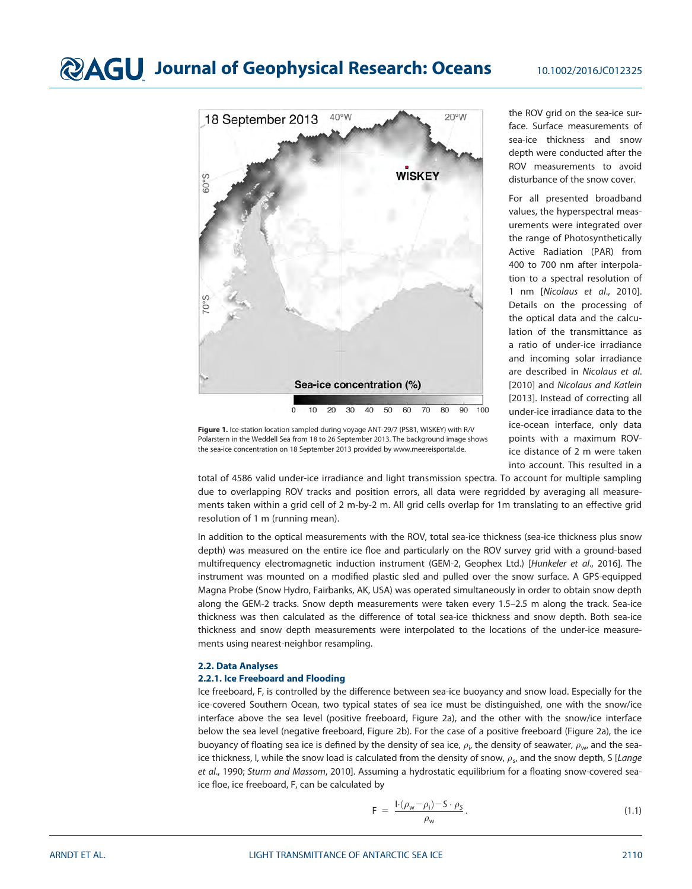Figure 1. Ice-station location sampled during voyage ANT-29/7 (PS81, WISKEY) with R/V Polarstern in the Weddell Sea from 18 to 26 September 2013. The background image shows the sea-ice concentration on 18 September 2013 provided by www.meereisportal.de.

the ROV grid on the sea-ice surface. Surface measurements of sea-ice thickness and snow depth were conducted after the ROV measurements to avoid disturbance of the snow cover.

For all presented broadband values, the hyperspectral measurements were integrated over the range of Photosynthetically Active Radiation (PAR) from 400 to 700 nm after interpolation to a spectral resolution of 1 nm [*Nicolaus et al*., 2010]. Details on the processing of the optical data and the calculation of the transmittance as a ratio of under-ice irradiance and incoming solar irradiance are described in *Nicolaus et al*. [2010] and *Nicolaus and Katlein* [2013]. Instead of correcting all under-ice irradiance data to the ice-ocean interface, only data points with a maximum ROV-ice distance of 2 m were taken into account. This resulted in a total of 4586 valid under-ice irradiance and light transmission spectra. To account for multiple sampling due to overlapping ROV tracks and position errors, all data were regridded by averaging all measurements taken within a grid cell of 2 m-by-2 m. All grid cells overlap for 1m translating to an effective grid resolution of 1 m (running mean).

In addition to the optical measurements with the ROV, total sea-ice thickness (sea-ice thickness plus snow depth) was measured on the entire ice floe and particularly on the ROV survey grid with a ground-based multifrequency electromagnetic induction instrument (GEM-2, Geophex Ltd.) [*Hunkeler et al*., 2016]. The instrument was mounted on a modified plastic sled and pulled over the snow surface. A GPS-equipped Magna Probe (Snow Hydro, Fairbanks, AK, USA) was operated simultaneously in order to obtain snow depth along the GEM-2 tracks. Snow depth measurements were taken every 1.5–2.5 m along the track. Sea-ice thickness was then calculated as the difference of total sea-ice thickness and snow depth. Both sea-ice thickness and snow depth measurements were interpolated to the locations of the under-ice measurements using nearest-neighbor resampling.

### 2.2. Data Analyses

#### 2.2.1. Ice Freeboard and Flooding

Ice freeboard, F, is controlled by the difference between sea-ice buoyancy and snow load. Especially for the ice-covered Southern Ocean, two typical states of sea ice must be distinguished, one with the snow/ice interface above the sea level (positive freeboard, Figure 2a), and the other with the snow/ice interface below the sea level (negative freeboard, Figure 2b). For the case of a positive freeboard (Figure 2a), the ice buoyancy of floating sea ice is defined by the density of sea ice, $\rho_i$, the density of seawater, $\rho_w$, and the sea-ice thickness, I, while the snow load is calculated from the density of snow, $\rho_s$, and the snow depth, S [*Lange et al*., 1990; *Sturm and Massom*, 2010]. Assuming a hydrostatic equilibrium for a floating snow-covered sea-ice floe, ice freeboard, F, can be calculated by

$$F = \frac{I \cdot (\rho_w - \rho_i) - S \cdot \rho_S}{\rho_w}. \tag{1.1}$$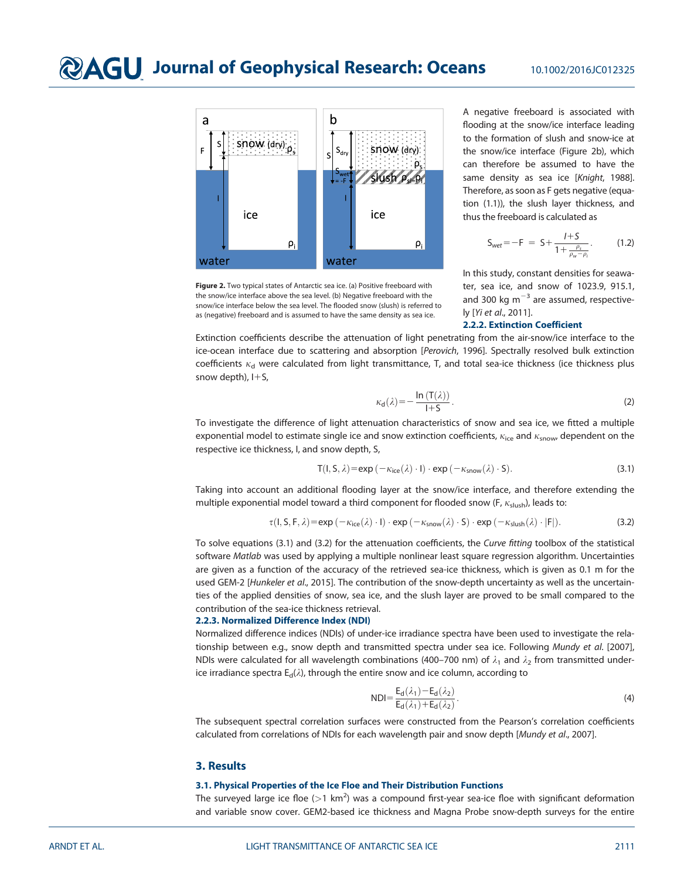Figure 2. Two typical states of Antarctic sea ice. (a) Positive freeboard with the snow/ice interface above the sea level. (b) Negative freeboard with the snow/ice interface below the sea level. The flooded snow (slush) is referred to as (negative) freeboard and is assumed to have the same density as sea ice.

A negative freeboard is associated with flooding at the snow/ice interface leading to the formation of slush and snow-ice at the snow/ice interface (Figure 2b), which can therefore be assumed to have the same density as sea ice [*Knight*, 1988]. Therefore, as soon as F gets negative (equation (1.1)), the slush layer thickness, and thus the freeboard is calculated as

$$S_{wet} = -F = S + \frac{I+S}{1+\frac{\rho_s}{\rho_w-\rho_i}}. \tag{1.2}$$

In this study, constant densities for seawater, sea ice, and snow of 1023.9, 915.1, and 300 kg m$^{-3}$ are assumed, respectively [*Yi et al.*, 2011].

### 2.2.2. Extinction Coefficient

Extinction coefficients describe the attenuation of light penetrating from the air-snow/ice interface to the ice-ocean interface due to scattering and absorption [*Perovich*, 1996]. Spectrally resolved bulk extinction coefficients $\kappa_d$ were calculated from light transmittance, T, and total sea-ice thickness (ice thickness plus snow depth), I+S,

$$\kappa_d(\lambda) = -\frac{\ln(T(\lambda))}{I+S}. \tag{2}$$

To investigate the difference of light attenuation characteristics of snow and sea ice, we fitted a multiple exponential model to estimate single ice and snow extinction coefficients, $\kappa_{ice}$ and $\kappa_{snow}$, dependent on the respective ice thickness, I, and snow depth, S,

$$T(I, S, \lambda) = \exp(-\kappa_{ice}(\lambda) \cdot I) \cdot \exp(-\kappa_{snow}(\lambda) \cdot S). \tag{3.1}$$

Taking into account an additional flooding layer at the snow/ice interface, and therefore extending the multiple exponential model toward a third component for flooded snow (F, $\kappa_{slush}$), leads to:

$$\tau(I, S, F, \lambda) = \exp(-\kappa_{ice}(\lambda) \cdot I) \cdot \exp(-\kappa_{snow}(\lambda) \cdot S) \cdot \exp(-\kappa_{slush}(\lambda) \cdot |F|). \tag{3.2}$$

To solve equations (3.1) and (3.2) for the attenuation coefficients, the *Curve fitting* toolbox of the statistical software *Matlab* was used by applying a multiple nonlinear least square regression algorithm. Uncertainties are given as a function of the accuracy of the retrieved sea-ice thickness, which is given as 0.1 m for the used GEM-2 [*Hunkeler et al.*, 2015]. The contribution of the snow-depth uncertainty as well as the uncertainties of the applied densities of snow, sea ice, and the slush layer are proved to be small compared to the contribution of the sea-ice thickness retrieval.

### 2.2.3. Normalized Difference Index (NDI)

Normalized difference indices (NDIs) of under-ice irradiance spectra have been used to investigate the relationship between e.g., snow depth and transmitted spectra under sea ice. Following *Mundy et al.* [2007], NDIs were calculated for all wavelength combinations (400–700 nm) of $\lambda_1$ and $\lambda_2$ from transmitted under-ice irradiance spectra $E_d(\lambda)$, through the entire snow and ice column, according to

$$NDI = \frac{E_d(\lambda_1) - E_d(\lambda_2)}{E_d(\lambda_1) + E_d(\lambda_2)}. \tag{4}$$

The subsequent spectral correlation surfaces were constructed from the Pearson's correlation coefficients calculated from correlations of NDIs for each wavelength pair and snow depth [*Mundy et al.*, 2007].

## 3. Results

### 3.1. Physical Properties of the Ice Floe and Their Distribution Functions

The surveyed large ice floe (>1 km$^2$) was a compound first-year sea-ice floe with significant deformation and variable snow cover. GEM2-based ice thickness and Magna Probe snow-depth surveys for the entire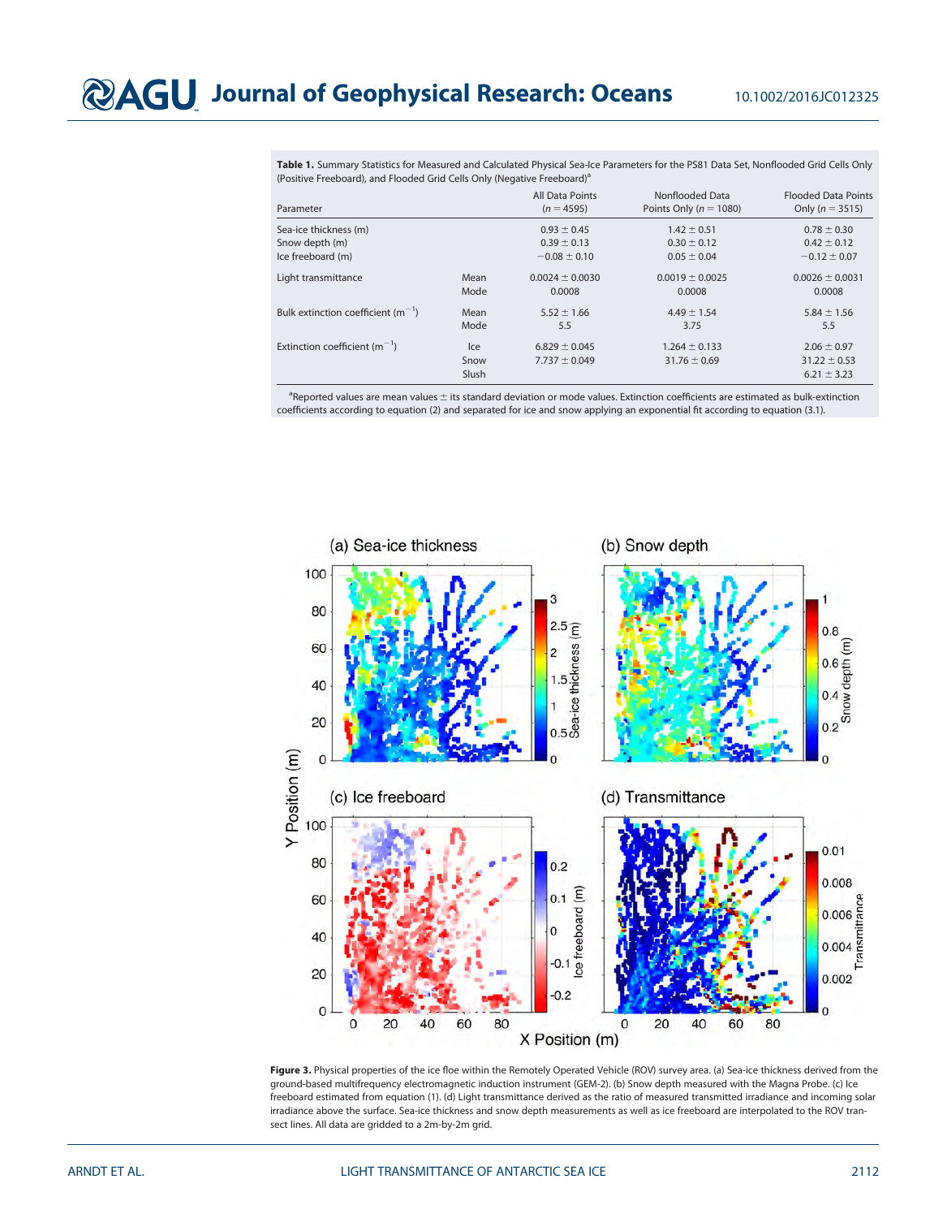**Table 1.** Summary Statistics for Measured and Calculated Physical Sea-Ice Parameters for the PS81 Data Set, Nonflooded Grid Cells Only (Positive Freeboard), and Flooded Grid Cells Only (Negative Freeboard)[a]

| Parameter | | All Data Points ($n = 4595$) | Nonflooded Data Points Only ($n = 1080$) | Flooded Data Points Only ($n = 3515$) |
|---|---|---|---|---|
| Sea-ice thickness (m) | | 0.93 ± 0.45 | 1.42 ± 0.51 | 0.78 ± 0.30 |
| Snow depth (m) | | 0.39 ± 0.13 | 0.30 ± 0.12 | 0.42 ± 0.12 |
| Ice freeboard (m) | | −0.08 ± 0.10 | 0.05 ± 0.04 | −0.12 ± 0.07 |
| Light transmittance | Mean | 0.0024 ± 0.0030 | 0.0019 ± 0.0025 | 0.0026 ± 0.0031 |
| | Mode | 0.0008 | 0.0008 | 0.0008 |
| Bulk extinction coefficient ($m^{-1}$) | Mean | 5.52 ± 1.66 | 4.49 ± 1.54 | 5.84 ± 1.56 |
| | Mode | 5.5 | 3.75 | 5.5 |
| Extinction coefficient ($m^{-1}$) | Ice | 6.829 ± 0.045 | 1.264 ± 0.133 | 2.06 ± 0.97 |
| | Snow | 7.737 ± 0.049 | 31.76 ± 0.69 | 31.22 ± 0.53 |
| | Slush | | | 6.21 ± 3.23 |

[a]Reported values are mean values ± its standard deviation or mode values. Extinction coefficients are estimated as bulk-extinction coefficients according to equation (2) and separated for ice and snow applying an exponential fit according to equation (3.1).

**Figure 3.** Physical properties of the ice floe within the Remotely Operated Vehicle (ROV) survey area. (a) Sea-ice thickness derived from the ground-based multifrequency electromagnetic induction instrument (GEM-2). (b) Snow depth measured with the Magna Probe. (c) Ice freeboard estimated from equation (1). (d) Light transmittance derived as the ratio of measured transmitted irradiance and incoming solar irradiance above the surface. Sea-ice thickness and snow depth measurements as well as ice freeboard are interpolated to the ROV transect lines. All data are gridded to a 2m-by-2m grid.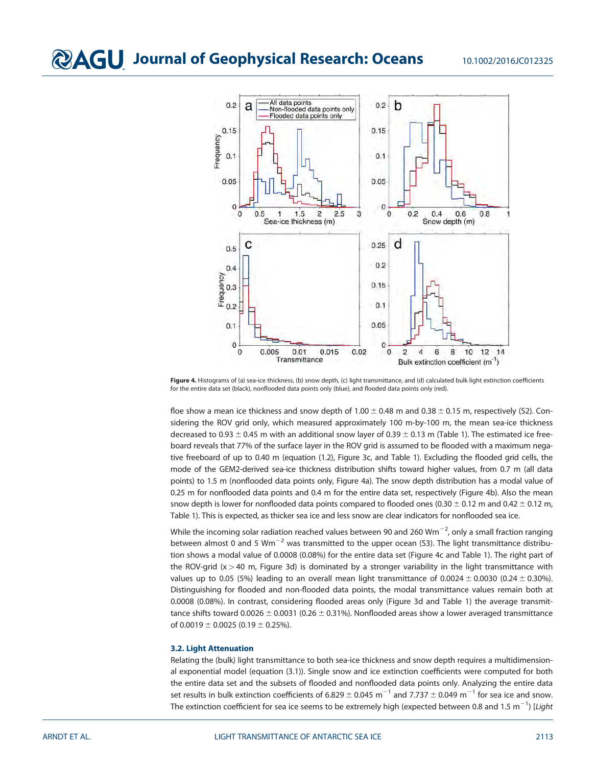**Figure 4.** Histograms of (a) sea-ice thickness, (b) snow depth, (c) light transmittance, and (d) calculated bulk light extinction coefficients for the entire data set (black), nonflooded data points only (blue), and flooded data points only (red).

floe show a mean ice thickness and snow depth of 1.00 ± 0.48 m and 0.38 ± 0.15 m, respectively (S2). Considering the ROV grid only, which measured approximately 100 m-by-100 m, the mean sea-ice thickness decreased to 0.93 ± 0.45 m with an additional snow layer of 0.39 ± 0.13 m (Table 1). The estimated ice freeboard reveals that 77% of the surface layer in the ROV grid is assumed to be flooded with a maximum negative freeboard of up to 0.40 m (equation (1.2), Figure 3c, and Table 1). Excluding the flooded grid cells, the mode of the GEM2-derived sea-ice thickness distribution shifts toward higher values, from 0.7 m (all data points) to 1.5 m (nonflooded data points only, Figure 4a). The snow depth distribution has a modal value of 0.25 m for nonflooded data points and 0.4 m for the entire data set, respectively (Figure 4b). Also the mean snow depth is lower for nonflooded data points compared to flooded ones (0.30 ± 0.12 m and 0.42 ± 0.12 m, Table 1). This is expected, as thicker sea ice and less snow are clear indicators for nonflooded sea ice.

While the incoming solar radiation reached values between 90 and 260 $Wm^{-2}$, only a small fraction ranging between almost 0 and 5 $Wm^{-2}$ was transmitted to the upper ocean (S3). The light transmittance distribution shows a modal value of 0.0008 (0.08%) for the entire data set (Figure 4c and Table 1). The right part of the ROV-grid ($x > 40$ m, Figure 3d) is dominated by a stronger variability in the light transmittance with values up to 0.05 (5%) leading to an overall mean light transmittance of 0.0024 ± 0.0030 (0.24 ± 0.30%). Distinguishing for flooded and non-flooded data points, the modal transmittance values remain both at 0.0008 (0.08%). In contrast, considering flooded areas only (Figure 3d and Table 1) the average transmittance shifts toward 0.0026 ± 0.0031 (0.26 ± 0.31%). Nonflooded areas show a lower averaged transmittance of 0.0019 ± 0.0025 (0.19 ± 0.25%).

### 3.2. Light Attenuation

Relating the (bulk) light transmittance to both sea-ice thickness and snow depth requires a multidimensional exponential model (equation (3.1)). Single snow and ice extinction coefficients were computed for both the entire data set and the subsets of flooded and nonflooded data points only. Analyzing the entire data set results in bulk extinction coefficients of 6.829 ± 0.045 $m^{-1}$ and 7.737 ± 0.049 $m^{-1}$ for sea ice and snow. The extinction coefficient for sea ice seems to be extremely high (expected between 0.8 and 1.5 $m^{-1}$) [*Light*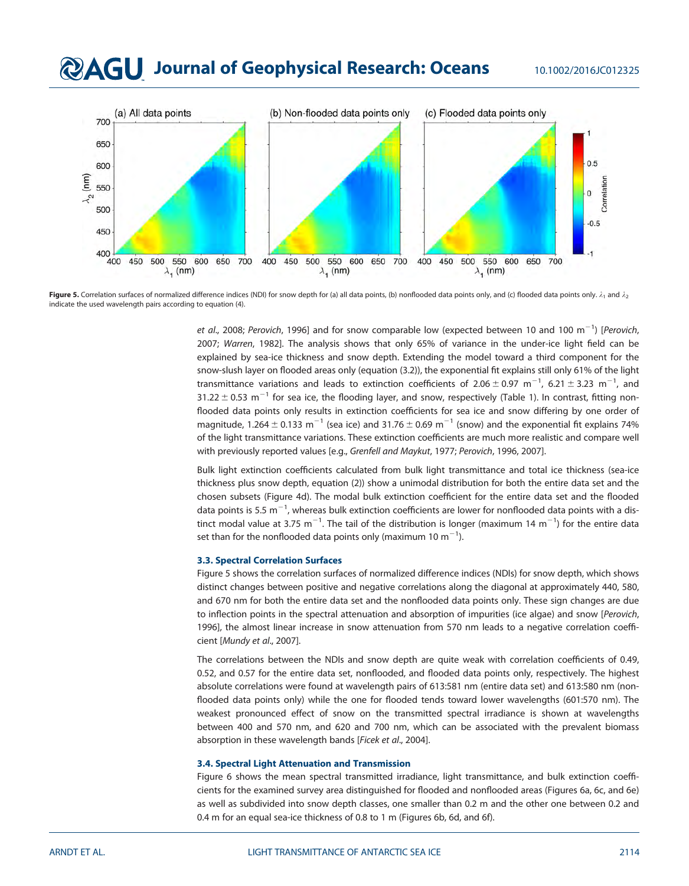Figure 5. Correlation surfaces of normalized difference indices (NDI) for snow depth for (a) all data points, (b) nonflooded data points only, and (c) flooded data points only. $\lambda_1$ and $\lambda_2$ indicate the used wavelength pairs according to equation (4).

*et al.*, 2008; *Perovich*, 1996] and for snow comparable low (expected between 10 and 100 m$^{-1}$) [*Perovich*, 2007; *Warren*, 1982]. The analysis shows that only 65% of variance in the under-ice light field can be explained by sea-ice thickness and snow depth. Extending the model toward a third component for the snow-slush layer on flooded areas only (equation (3.2)), the exponential fit explains still only 61% of the light transmittance variations and leads to extinction coefficients of $2.06 \pm 0.97$ m$^{-1}$, $6.21 \pm 3.23$ m$^{-1}$, and $31.22 \pm 0.53$ m$^{-1}$ for sea ice, the flooding layer, and snow, respectively (Table 1). In contrast, fitting nonflooded data points only results in extinction coefficients for sea ice and snow differing by one order of magnitude, $1.264 \pm 0.133$ m$^{-1}$ (sea ice) and $31.76 \pm 0.69$ m$^{-1}$ (snow) and the exponential fit explains 74% of the light transmittance variations. These extinction coefficients are much more realistic and compare well with previously reported values [e.g., *Grenfell and Maykut*, 1977; *Perovich*, 1996, 2007].

Bulk light extinction coefficients calculated from bulk light transmittance and total ice thickness (sea-ice thickness plus snow depth, equation (2)) show a unimodal distribution for both the entire data set and the chosen subsets (Figure 4d). The modal bulk extinction coefficient for the entire data set and the flooded data points is 5.5 m$^{-1}$, whereas bulk extinction coefficients are lower for nonflooded data points with a distinct modal value at 3.75 m$^{-1}$. The tail of the distribution is longer (maximum 14 m$^{-1}$) for the entire data set than for the nonflooded data points only (maximum 10 m$^{-1}$).

### 3.3. Spectral Correlation Surfaces

Figure 5 shows the correlation surfaces of normalized difference indices (NDIs) for snow depth, which shows distinct changes between positive and negative correlations along the diagonal at approximately 440, 580, and 670 nm for both the entire data set and the nonflooded data points only. These sign changes are due to inflection points in the spectral attenuation and absorption of impurities (ice algae) and snow [*Perovich*, 1996], the almost linear increase in snow attenuation from 570 nm leads to a negative correlation coefficient [*Mundy et al.*, 2007].

The correlations between the NDIs and snow depth are quite weak with correlation coefficients of 0.49, 0.52, and 0.57 for the entire data set, nonflooded, and flooded data points only, respectively. The highest absolute correlations were found at wavelength pairs of 613:581 nm (entire data set) and 613:580 nm (nonflooded data points only) while the one for flooded tends toward lower wavelengths (601:570 nm). The weakest pronounced effect of snow on the transmitted spectral irradiance is shown at wavelengths between 400 and 570 nm, and 620 and 700 nm, which can be associated with the prevalent biomass absorption in these wavelength bands [*Ficek et al.*, 2004].

### 3.4. Spectral Light Attenuation and Transmission

Figure 6 shows the mean spectral transmitted irradiance, light transmittance, and bulk extinction coefficients for the examined survey area distinguished for flooded and nonflooded areas (Figures 6a, 6c, and 6e) as well as subdivided into snow depth classes, one smaller than 0.2 m and the other one between 0.2 and 0.4 m for an equal sea-ice thickness of 0.8 to 1 m (Figures 6b, 6d, and 6f).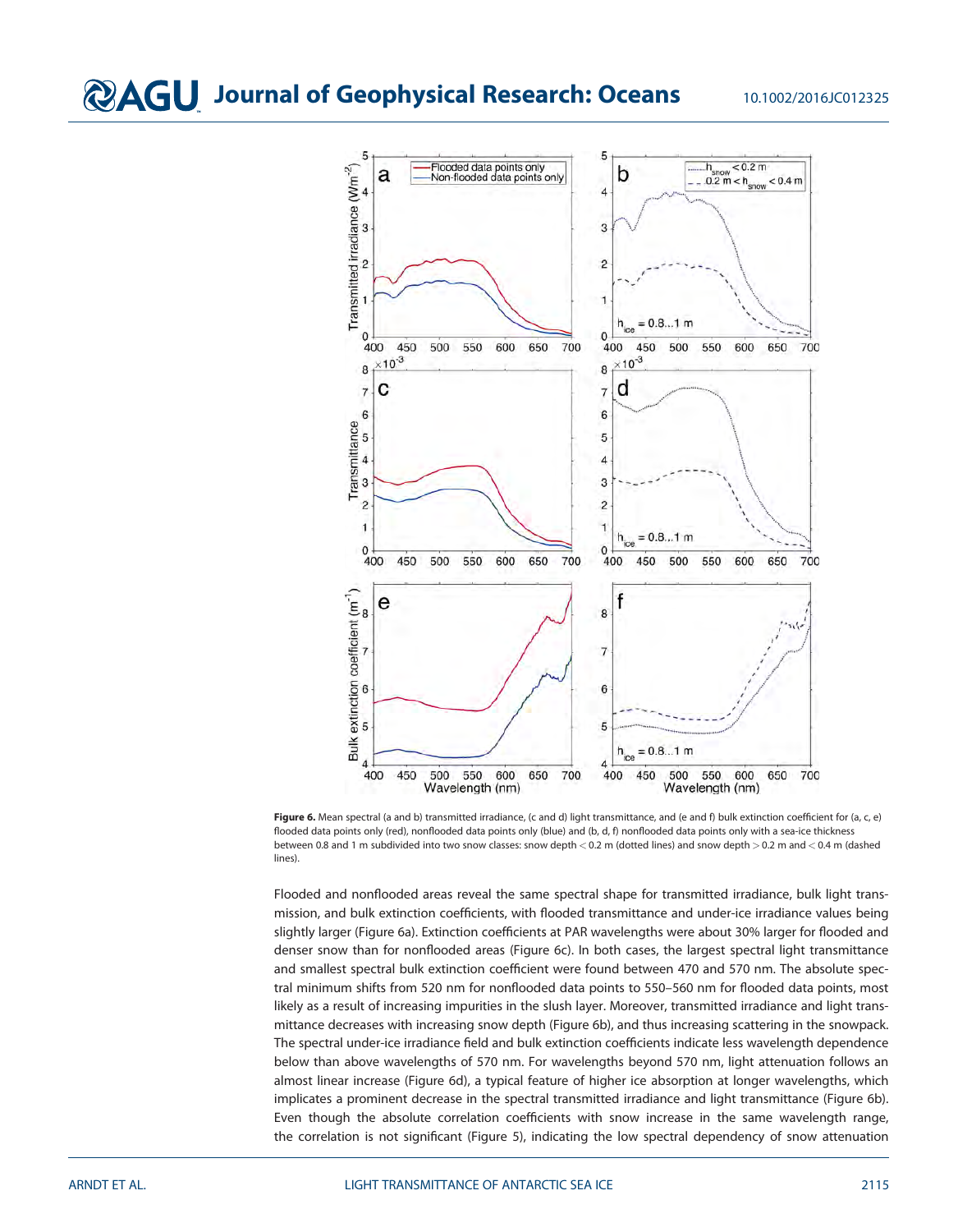**Figure 6.** Mean spectral (a and b) transmitted irradiance, (c and d) light transmittance, and (e and f) bulk extinction coefficient for (a, c, e) flooded data points only (red), nonflooded data points only (blue) and (b, d, f) nonflooded data points only with a sea-ice thickness between 0.8 and 1 m subdivided into two snow classes: snow depth < 0.2 m (dotted lines) and snow depth > 0.2 m and < 0.4 m (dashed lines).

Flooded and nonflooded areas reveal the same spectral shape for transmitted irradiance, bulk light transmission, and bulk extinction coefficients, with flooded transmittance and under-ice irradiance values being slightly larger (Figure 6a). Extinction coefficients at PAR wavelengths were about 30% larger for flooded and denser snow than for nonflooded areas (Figure 6c). In both cases, the largest spectral light transmittance and smallest spectral bulk extinction coefficient were found between 470 and 570 nm. The absolute spectral minimum shifts from 520 nm for nonflooded data points to 550–560 nm for flooded data points, most likely as a result of increasing impurities in the slush layer. Moreover, transmitted irradiance and light transmittance decreases with increasing snow depth (Figure 6b), and thus increasing scattering in the snowpack. The spectral under-ice irradiance field and bulk extinction coefficients indicate less wavelength dependence below than above wavelengths of 570 nm. For wavelengths beyond 570 nm, light attenuation follows an almost linear increase (Figure 6d), a typical feature of higher ice absorption at longer wavelengths, which implicates a prominent decrease in the spectral transmitted irradiance and light transmittance (Figure 6b). Even though the absolute correlation coefficients with snow increase in the same wavelength range, the correlation is not significant (Figure 5), indicating the low spectral dependency of snow attenuation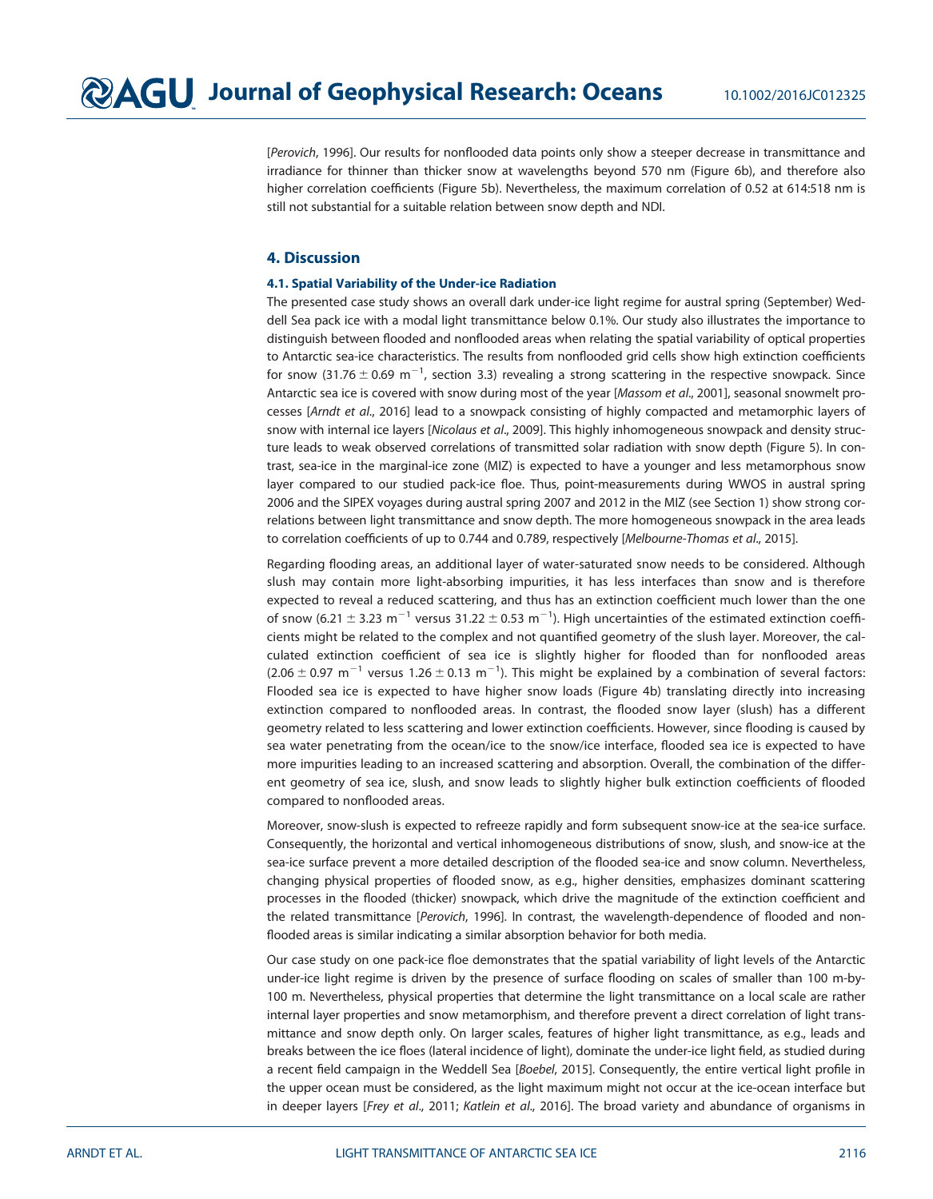[*Perovich*, 1996]. Our results for nonflooded data points only show a steeper decrease in transmittance and irradiance for thinner than thicker snow at wavelengths beyond 570 nm (Figure 6b), and therefore also higher correlation coefficients (Figure 5b). Nevertheless, the maximum correlation of 0.52 at 614:518 nm is still not substantial for a suitable relation between snow depth and NDI.

## 4. Discussion

### 4.1. Spatial Variability of the Under-ice Radiation

The presented case study shows an overall dark under-ice light regime for austral spring (September) Weddell Sea pack ice with a modal light transmittance below 0.1%. Our study also illustrates the importance to distinguish between flooded and nonflooded areas when relating the spatial variability of optical properties to Antarctic sea-ice characteristics. The results from nonflooded grid cells show high extinction coefficients for snow ($31.76 \pm 0.69$ m$^{-1}$, section 3.3) revealing a strong scattering in the respective snowpack. Since Antarctic sea ice is covered with snow during most of the year [*Massom et al*., 2001], seasonal snowmelt processes [*Arndt et al*., 2016] lead to a snowpack consisting of highly compacted and metamorphic layers of snow with internal ice layers [*Nicolaus et al*., 2009]. This highly inhomogeneous snowpack and density structure leads to weak observed correlations of transmitted solar radiation with snow depth (Figure 5). In contrast, sea-ice in the marginal-ice zone (MIZ) is expected to have a younger and less metamorphous snow layer compared to our studied pack-ice floe. Thus, point-measurements during WWOS in austral spring 2006 and the SIPEX voyages during austral spring 2007 and 2012 in the MIZ (see Section 1) show strong correlations between light transmittance and snow depth. The more homogeneous snowpack in the area leads to correlation coefficients of up to 0.744 and 0.789, respectively [*Melbourne-Thomas et al*., 2015].

Regarding flooding areas, an additional layer of water-saturated snow needs to be considered. Although slush may contain more light-absorbing impurities, it has less interfaces than snow and is therefore expected to reveal a reduced scattering, and thus has an extinction coefficient much lower than the one of snow ($6.21 \pm 3.23$ m$^{-1}$ versus $31.22 \pm 0.53$ m$^{-1}$). High uncertainties of the estimated extinction coefficients might be related to the complex and not quantified geometry of the slush layer. Moreover, the calculated extinction coefficient of sea ice is slightly higher for flooded than for nonflooded areas ($2.06 \pm 0.97$ m$^{-1}$ versus $1.26 \pm 0.13$ m$^{-1}$). This might be explained by a combination of several factors: Flooded sea ice is expected to have higher snow loads (Figure 4b) translating directly into increasing extinction compared to nonflooded areas. In contrast, the flooded snow layer (slush) has a different geometry related to less scattering and lower extinction coefficients. However, since flooding is caused by sea water penetrating from the ocean/ice to the snow/ice interface, flooded sea ice is expected to have more impurities leading to an increased scattering and absorption. Overall, the combination of the different geometry of sea ice, slush, and snow leads to slightly higher bulk extinction coefficients of flooded compared to nonflooded areas.

Moreover, snow-slush is expected to refreeze rapidly and form subsequent snow-ice at the sea-ice surface. Consequently, the horizontal and vertical inhomogeneous distributions of snow, slush, and snow-ice at the sea-ice surface prevent a more detailed description of the flooded sea-ice and snow column. Nevertheless, changing physical properties of flooded snow, as e.g., higher densities, emphasizes dominant scattering processes in the flooded (thicker) snowpack, which drive the magnitude of the extinction coefficient and the related transmittance [*Perovich*, 1996]. In contrast, the wavelength-dependence of flooded and nonflooded areas is similar indicating a similar absorption behavior for both media.

Our case study on one pack-ice floe demonstrates that the spatial variability of light levels of the Antarctic under-ice light regime is driven by the presence of surface flooding on scales of smaller than 100 m-by-100 m. Nevertheless, physical properties that determine the light transmittance on a local scale are rather internal layer properties and snow metamorphism, and therefore prevent a direct correlation of light transmittance and snow depth only. On larger scales, features of higher light transmittance, as e.g., leads and breaks between the ice floes (lateral incidence of light), dominate the under-ice light field, as studied during a recent field campaign in the Weddell Sea [*Boebel*, 2015]. Consequently, the entire vertical light profile in the upper ocean must be considered, as the light maximum might not occur at the ice-ocean interface but in deeper layers [*Frey et al*., 2011; *Katlein et al*., 2016]. The broad variety and abundance of organisms in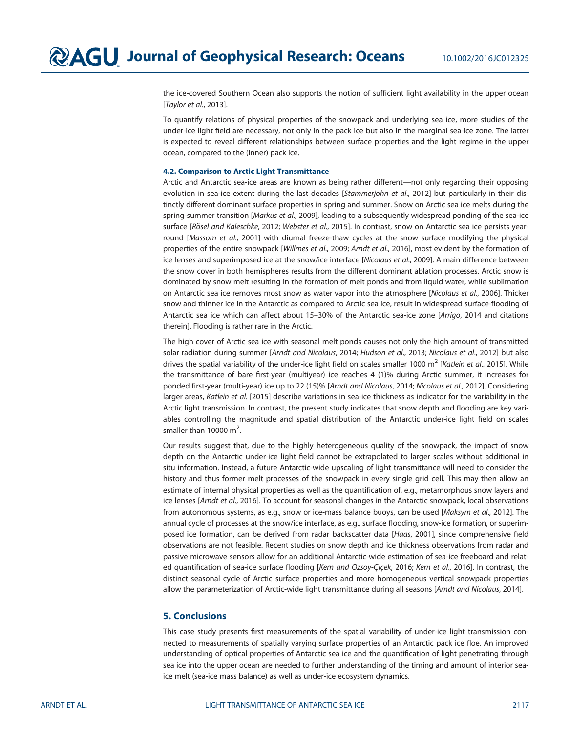the ice-covered Southern Ocean also supports the notion of sufficient light availability in the upper ocean [*Taylor et al*., 2013].

To quantify relations of physical properties of the snowpack and underlying sea ice, more studies of the under-ice light field are necessary, not only in the pack ice but also in the marginal sea-ice zone. The latter is expected to reveal different relationships between surface properties and the light regime in the upper ocean, compared to the (inner) pack ice.

### 4.2. Comparison to Arctic Light Transmittance

Arctic and Antarctic sea-ice areas are known as being rather different—not only regarding their opposing evolution in sea-ice extent during the last decades [*Stammerjohn et al*., 2012] but particularly in their distinctly different dominant surface properties in spring and summer. Snow on Arctic sea ice melts during the spring-summer transition [*Markus et al*., 2009], leading to a subsequently widespread ponding of the sea-ice surface [*Rösel and Kaleschke*, 2012; *Webster et al*., 2015]. In contrast, snow on Antarctic sea ice persists year-round [*Massom et al*., 2001] with diurnal freeze-thaw cycles at the snow surface modifying the physical properties of the entire snowpack [*Willmes et al*., 2009; *Arndt et al*., 2016], most evident by the formation of ice lenses and superimposed ice at the snow/ice interface [*Nicolaus et al*., 2009]. A main difference between the snow cover in both hemispheres results from the different dominant ablation processes. Arctic snow is dominated by snow melt resulting in the formation of melt ponds and from liquid water, while sublimation on Antarctic sea ice removes most snow as water vapor into the atmosphere [*Nicolaus et al*., 2006]. Thicker snow and thinner ice in the Antarctic as compared to Arctic sea ice, result in widespread surface-flooding of Antarctic sea ice which can affect about 15–30% of the Antarctic sea-ice zone [*Arrigo*, 2014 and citations therein]. Flooding is rather rare in the Arctic.

The high cover of Arctic sea ice with seasonal melt ponds causes not only the high amount of transmitted solar radiation during summer [*Arndt and Nicolaus*, 2014; *Hudson et al*., 2013; *Nicolaus et al*., 2012] but also drives the spatial variability of the under-ice light field on scales smaller 1000 $m^2$ [*Katlein et al*., 2015]. While the transmittance of bare first-year (multiyear) ice reaches 4 (1)% during Arctic summer, it increases for ponded first-year (multi-year) ice up to 22 (15)% [*Arndt and Nicolaus*, 2014; *Nicolaus et al*., 2012]. Considering larger areas, *Katlein et al*. [2015] describe variations in sea-ice thickness as indicator for the variability in the Arctic light transmission. In contrast, the present study indicates that snow depth and flooding are key variables controlling the magnitude and spatial distribution of the Antarctic under-ice light field on scales smaller than 10000 $m^2$.

Our results suggest that, due to the highly heterogeneous quality of the snowpack, the impact of snow depth on the Antarctic under-ice light field cannot be extrapolated to larger scales without additional in situ information. Instead, a future Antarctic-wide upscaling of light transmittance will need to consider the history and thus former melt processes of the snowpack in every single grid cell. This may then allow an estimate of internal physical properties as well as the quantification of, e.g., metamorphous snow layers and ice lenses [*Arndt et al*., 2016]. To account for seasonal changes in the Antarctic snowpack, local observations from autonomous systems, as e.g., snow or ice-mass balance buoys, can be used [*Maksym et al*., 2012]. The annual cycle of processes at the snow/ice interface, as e.g., surface flooding, snow-ice formation, or superimposed ice formation, can be derived from radar backscatter data [*Haas*, 2001], since comprehensive field observations are not feasible. Recent studies on snow depth and ice thickness observations from radar and passive microwave sensors allow for an additional Antarctic-wide estimation of sea-ice freeboard and related quantification of sea-ice surface flooding [*Kern and Ozsoy-Çiçek*, 2016; *Kern et al*., 2016]. In contrast, the distinct seasonal cycle of Arctic surface properties and more homogeneous vertical snowpack properties allow the parameterization of Arctic-wide light transmittance during all seasons [*Arndt and Nicolaus*, 2014].

## 5. Conclusions

This case study presents first measurements of the spatial variability of under-ice light transmission connected to measurements of spatially varying surface properties of an Antarctic pack ice floe. An improved understanding of optical properties of Antarctic sea ice and the quantification of light penetrating through sea ice into the upper ocean are needed to further understanding of the timing and amount of interior sea-ice melt (sea-ice mass balance) as well as under-ice ecosystem dynamics.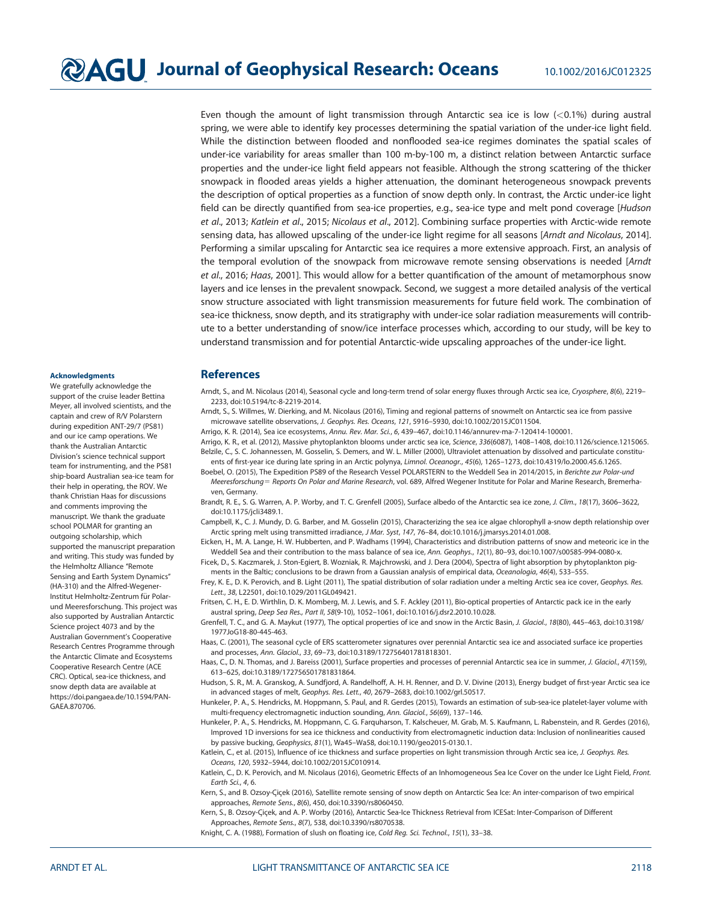Even though the amount of light transmission through Antarctic sea ice is low (<0.1%) during austral spring, we were able to identify key processes determining the spatial variation of the under-ice light field. While the distinction between flooded and nonflooded sea-ice regimes dominates the spatial scales of under-ice variability for areas smaller than 100 m-by-100 m, a distinct relation between Antarctic surface properties and the under-ice light field appears not feasible. Although the strong scattering of the thicker snowpack in flooded areas yields a higher attenuation, the dominant heterogeneous snowpack prevents the description of optical properties as a function of snow depth only. In contrast, the Arctic under-ice light field can be directly quantified from sea-ice properties, e.g., sea-ice type and melt pond coverage [*Hudson et al*., 2013; *Katlein et al*., 2015; *Nicolaus et al*., 2012]. Combining surface properties with Arctic-wide remote sensing data, has allowed upscaling of the under-ice light regime for all seasons [*Arndt and Nicolaus*, 2014]. Performing a similar upscaling for Antarctic sea ice requires a more extensive approach. First, an analysis of the temporal evolution of the snowpack from microwave remote sensing observations is needed [*Arndt et al*., 2016; *Haas*, 2001]. This would allow for a better quantification of the amount of metamorphous snow layers and ice lenses in the prevalent snowpack. Second, we suggest a more detailed analysis of the vertical snow structure associated with light transmission measurements for future field work. The combination of sea-ice thickness, snow depth, and its stratigraphy with under-ice solar radiation measurements will contribute to a better understanding of snow/ice interface processes which, according to our study, will be key to understand transmission and for potential Antarctic-wide upscaling approaches of the under-ice light.

### Acknowledgments

We gratefully acknowledge the support of the cruise leader Bettina Meyer, all involved scientists, and the captain and crew of R/V Polarstern during expedition ANT-29/7 (PS81) and our ice camp operations. We thank the Australian Antarctic Division's science technical support team for instrumenting, and the PS81 ship-board Australian sea-ice team for their help in operating, the ROV. We thank Christian Haas for discussions and comments improving the manuscript. We thank the graduate school POLMAR for granting an outgoing scholarship, which supported the manuscript preparation and writing. This study was funded by the Helmholtz Alliance "Remote Sensing and Earth System Dynamics" (HA-310) and the Alfred-Wegener-Institut Helmholtz-Zentrum für Polar- und Meeresforschung. This project was also supported by Australian Antarctic Science project 4073 and by the Australian Government's Cooperative Research Centres Programme through the Antarctic Climate and Ecosystems Cooperative Research Centre (ACE CRC). Optical, sea-ice thickness, and snow depth data are available at https://doi.pangaea.de/10.1594/PANGAEA.870706.

## References

Arndt, S., and M. Nicolaus (2014), Seasonal cycle and long-term trend of solar energy fluxes through Arctic sea ice, *Cryosphere*, *8*(6), 2219–2233, doi:10.5194/tc-8-2219-2014.

Arndt, S., S. Willmes, W. Dierking, and M. Nicolaus (2016), Timing and regional patterns of snowmelt on Antarctic sea ice from passive microwave satellite observations, *J. Geophys. Res. Oceans*, *121*, 5916–5930, doi:10.1002/2015JC011504.

Arrigo, K. R. (2014), Sea ice ecosystems, *Annu. Rev. Mar. Sci.*, *6*, 439–467, doi:10.1146/annurev-ma-7-120414-100001.

Arrigo, K. R., et al. (2012), Massive phytoplankton blooms under arctic sea ice, *Science*, *336*(6087), 1408–1408, doi:10.1126/science.1215065.

Belzile, C., S. C. Johannessen, M. Gosselin, S. Demers, and W. L. Miller (2000), Ultraviolet attenuation by dissolved and particulate constituents of first-year ice during late spring in an Arctic polynya, *Limnol. Oceanogr.*, *45*(6), 1265–1273, doi:10.4319/lo.2000.45.6.1265.

Boebel, O. (2015), The Expedition PS89 of the Research Vessel POLARSTERN to the Weddell Sea in 2014/2015, in *Berichte zur Polar-und Meeresforschung= Reports On Polar and Marine Research*, vol. 689, Alfred Wegener Institute for Polar and Marine Research, Bremerhaven, Germany.

Brandt, R. E., S. G. Warren, A. P. Worby, and T. C. Grenfell (2005), Surface albedo of the Antarctic sea ice zone, *J. Clim.*, *18*(17), 3606–3622, doi:10.1175/jcli3489.1.

Campbell, K., C. J. Mundy, D. G. Barber, and M. Gosselin (2015), Characterizing the sea ice algae chlorophyll a-snow depth relationship over Arctic spring melt using transmitted irradiance, *J Mar. Syst*, *147*, 76–84, doi:10.1016/j.jmarsys.2014.01.008.

Eicken, H., M. A. Lange, H. W. Hubberten, and P. Wadhams (1994), Characteristics and distribution patterns of snow and meteoric ice in the Weddell Sea and their contribution to the mass balance of sea ice, *Ann. Geophys.*, *12*(1), 80–93, doi:10.1007/s00585-994-0080-x.

Ficek, D., S. Kaczmarek, J. Ston-Egiert, B. Wozniak, R. Majchrowski, and J. Dera (2004), Spectra of light absorption by phytoplankton pigments in the Baltic; conclusions to be drawn from a Gaussian analysis of empirical data, *Oceanologia*, *46*(4), 533–555.

Frey, K. E., D. K. Perovich, and B. Light (2011), The spatial distribution of solar radiation under a melting Arctic sea ice cover, *Geophys. Res. Lett.*, *38*, L22501, doi:10.1029/2011GL049421.

Fritsen, C. H., E. D. Wirthlin, D. K. Momberg, M. J. Lewis, and S. F. Ackley (2011), Bio-optical properties of Antarctic pack ice in the early austral spring, *Deep Sea Res., Part II*, *58*(9-10), 1052–1061, doi:10.1016/j.dsr2.2010.10.028.

Grenfell, T. C., and G. A. Maykut (1977), The optical properties of ice and snow in the Arctic Basin, *J. Glaciol.*, *18*(80), 445–463, doi:10.3198/1977JoG18-80-445-463.

Haas, C. (2001), The seasonal cycle of ERS scatterometer signatures over perennial Antarctic sea ice and associated surface ice properties and processes, *Ann. Glaciol.*, *33*, 69–73, doi:10.3189/172756401781818301.

Haas, C., D. N. Thomas, and J. Bareiss (2001), Surface properties and processes of perennial Antarctic sea ice in summer, *J. Glaciol.*, *47*(159), 613–625, doi:10.3189/172756501781831864.

Hudson, S. R., M. A. Granskog, A. Sundfjord, A. Randelhoff, A. H. H. Renner, and D. V. Divine (2013), Energy budget of first-year Arctic sea ice in advanced stages of melt, *Geophys. Res. Lett.*, *40*, 2679–2683, doi:10.1002/grl.50517.

Hunkeler, P. A., S. Hendricks, M. Hoppmann, S. Paul, and R. Gerdes (2015), Towards an estimation of sub-sea-ice platelet-layer volume with multi-frequency electromagnetic induction sounding, *Ann. Glaciol.*, *56*(69), 137–146.

Hunkeler, P. A., S. Hendricks, M. Hoppmann, C. G. Farquharson, T. Kalscheuer, M. Grab, M. S. Kaufmann, L. Rabenstein, and R. Gerdes (2016), Improved 1D inversions for sea ice thickness and conductivity from electromagnetic induction data: Inclusion of nonlinearities caused by passive bucking, *Geophysics*, *81*(1), Wa45–Wa58, doi:10.1190/geo2015-0130.1.

Katlein, C., et al. (2015), Influence of ice thickness and surface properties on light transmission through Arctic sea ice, *J. Geophys. Res. Oceans*, *120*, 5932–5944, doi:10.1002/2015JC010914.

Katlein, C., D. K. Perovich, and M. Nicolaus (2016), Geometric Effects of an Inhomogeneous Sea Ice Cover on the under Ice Light Field, *Front. Earth Sci.*, *4*, 6.

Kern, S., and B. Ozsoy-Çiçek (2016), Satellite remote sensing of snow depth on Antarctic Sea Ice: An inter-comparison of two empirical approaches, *Remote Sens.*, *8*(6), 450, doi:10.3390/rs8060450.

Kern, S., B. Ozsoy-Çiçek, and A. P. Worby (2016), Antarctic Sea-Ice Thickness Retrieval from ICESat: Inter-Comparison of Different Approaches, *Remote Sens.*, *8*(7), 538, doi:10.3390/rs8070538.

Knight, C. A. (1988), Formation of slush on floating ice, *Cold Reg. Sci. Technol.*, *15*(1), 33–38.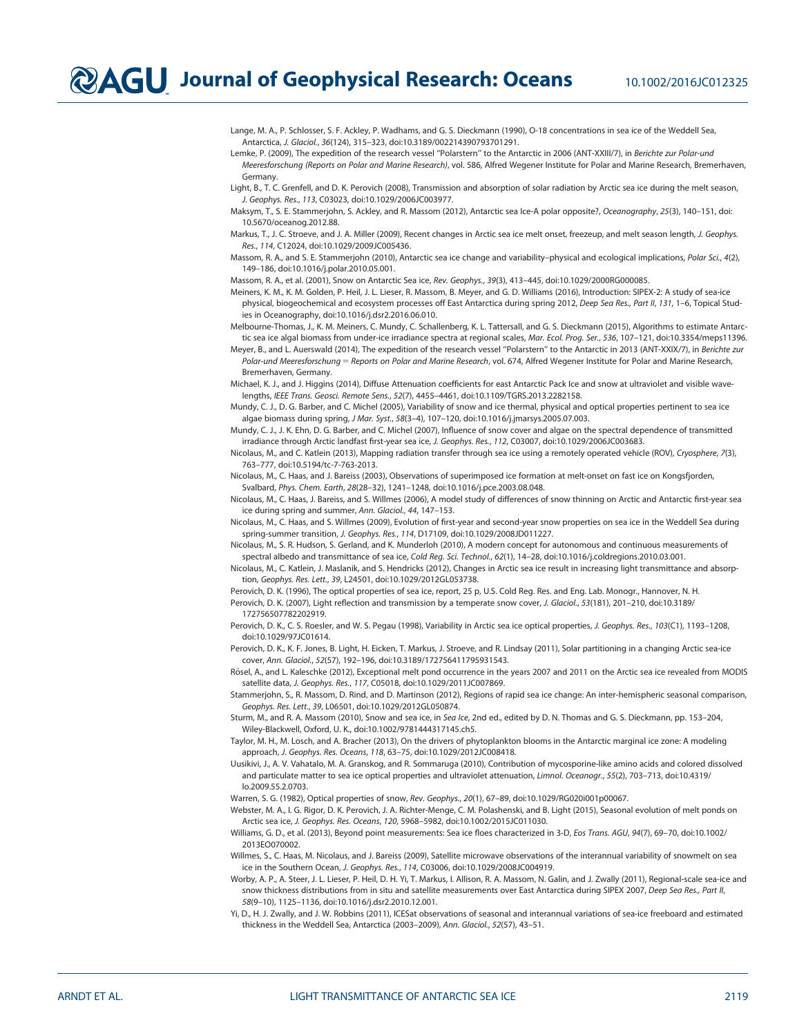Lange, M. A., P. Schlosser, S. F. Ackley, P. Wadhams, and G. S. Dieckmann (1990), O-18 concentrations in sea ice of the Weddell Sea, Antarctica, *J. Glaciol.*, *36*(124), 315–323, doi:10.3189/002214390793701291.

Lemke, P. (2009), The expedition of the research vessel ''Polarstern'' to the Antarctic in 2006 (ANT-XXIII/7), in *Berichte zur Polar-und Meeresforschung (Reports on Polar and Marine Research)*, vol. 586, Alfred Wegener Institute for Polar and Marine Research, Bremerhaven, Germany.

Light, B., T. C. Grenfell, and D. K. Perovich (2008), Transmission and absorption of solar radiation by Arctic sea ice during the melt season, *J. Geophys. Res.*, *113*, C03023, doi:10.1029/2006JC003977.

Maksym, T., S. E. Stammerjohn, S. Ackley, and R. Massom (2012), Antarctic sea Ice-A polar opposite?, *Oceanography*, *25*(3), 140–151, doi: 10.5670/oceanog.2012.88.

Markus, T., J. C. Stroeve, and J. A. Miller (2009), Recent changes in Arctic sea ice melt onset, freezeup, and melt season length, *J. Geophys. Res.*, *114*, C12024, doi:10.1029/2009JC005436.

Massom, R. A., and S. E. Stammerjohn (2010), Antarctic sea ice change and variability–physical and ecological implications, *Polar Sci.*, *4*(2), 149–186, doi:10.1016/j.polar.2010.05.001.

Massom, R. A., et al. (2001), Snow on Antarctic Sea ice, *Rev. Geophys.*, *39*(3), 413–445, doi:10.1029/2000RG000085.

Meiners, K. M., K. M. Golden, P. Heil, J. L. Lieser, R. Massom, B. Meyer, and G. D. Williams (2016), Introduction: SIPEX-2: A study of sea-ice physical, biogeochemical and ecosystem processes off East Antarctica during spring 2012, *Deep Sea Res., Part II*, *131*, 1–6, Topical Studies in Oceanography, doi:10.1016/j.dsr2.2016.06.010.

Melbourne-Thomas, J., K. M. Meiners, C. Mundy, C. Schallenberg, K. L. Tattersall, and G. S. Dieckmann (2015), Algorithms to estimate Antarctic sea ice algal biomass from under-ice irradiance spectra at regional scales, *Mar. Ecol. Prog. Ser.*, *536*, 107–121, doi:10.3354/meps11396.

Meyer, B., and L. Auerswald (2014), The expedition of the research vessel ''Polarstern'' to the Antarctic in 2013 (ANT-XXIX/7), in *Berichte zur Polar-und Meeresforschung = Reports on Polar and Marine Research*, vol. 674, Alfred Wegener Institute for Polar and Marine Research, Bremerhaven, Germany.

Michael, K. J., and J. Higgins (2014), Diffuse Attenuation coefficients for east Antarctic Pack Ice and snow at ultraviolet and visible wavelengths, *IEEE Trans. Geosci. Remote Sens.*, *52*(7), 4455–4461, doi:10.1109/TGRS.2013.2282158.

Mundy, C. J., D. G. Barber, and C. Michel (2005), Variability of snow and ice thermal, physical and optical properties pertinent to sea ice algae biomass during spring, *J Mar. Syst.*, *58*(3–4), 107–120, doi:10.1016/j.jmarsys.2005.07.003.

Mundy, C. J., J. K. Ehn, D. G. Barber, and C. Michel (2007), Influence of snow cover and algae on the spectral dependence of transmitted irradiance through Arctic landfast first-year sea ice, *J. Geophys. Res.*, *112*, C03007, doi:10.1029/2006JC003683.

Nicolaus, M., and C. Katlein (2013), Mapping radiation transfer through sea ice using a remotely operated vehicle (ROV), *Cryosphere*, *7*(3), 763–777, doi:10.5194/tc-7-763-2013.

Nicolaus, M., C. Haas, and J. Bareiss (2003), Observations of superimposed ice formation at melt-onset on fast ice on Kongsfjorden, Svalbard, *Phys. Chem. Earth*, *28*(28–32), 1241–1248, doi:10.1016/j.pce.2003.08.048.

Nicolaus, M., C. Haas, J. Bareiss, and S. Willmes (2006), A model study of differences of snow thinning on Arctic and Antarctic first-year sea ice during spring and summer, *Ann. Glaciol.*, *44*, 147–153.

Nicolaus, M., C. Haas, and S. Willmes (2009), Evolution of first-year and second-year snow properties on sea ice in the Weddell Sea during spring-summer transition, *J. Geophys. Res.*, *114*, D17109, doi:10.1029/2008JD011227.

Nicolaus, M., S. R. Hudson, S. Gerland, and K. Munderloh (2010), A modern concept for autonomous and continuous measurements of spectral albedo and transmittance of sea ice, *Cold Reg. Sci. Technol.*, *62*(1), 14–28, doi:10.1016/j.coldregions.2010.03.001.

Nicolaus, M., C. Katlein, J. Maslanik, and S. Hendricks (2012), Changes in Arctic sea ice result in increasing light transmittance and absorption, *Geophys. Res. Lett.*, *39*, L24501, doi:10.1029/2012GL053738.

Perovich, D. K. (1996), The optical properties of sea ice, report, 25 p, U.S. Cold Reg. Res. and Eng. Lab. Monogr., Hannover, N. H.

Perovich, D. K. (2007), Light reflection and transmission by a temperate snow cover, *J. Glaciol.*, *53*(181), 201–210, doi:10.3189/172756507782202919.

Perovich, D. K., C. S. Roesler, and W. S. Pegau (1998), Variability in Arctic sea ice optical properties, *J. Geophys. Res.*, *103*(C1), 1193–1208, doi:10.1029/97JC01614.

Perovich, D. K., K. F. Jones, B. Light, H. Eicken, T. Markus, J. Stroeve, and R. Lindsay (2011), Solar partitioning in a changing Arctic sea-ice cover, *Ann. Glaciol.*, *52*(57), 192–196, doi:10.3189/172756411795931543.

Rösel, A., and L. Kaleschke (2012), Exceptional melt pond occurrence in the years 2007 and 2011 on the Arctic sea ice revealed from MODIS satellite data, *J. Geophys. Res.*, *117*, C05018, doi:10.1029/2011JC007869.

Stammerjohn, S., R. Massom, D. Rind, and D. Martinson (2012), Regions of rapid sea ice change: An inter-hemispheric seasonal comparison, *Geophys. Res. Lett.*, *39*, L06501, doi:10.1029/2012GL050874.

Sturm, M., and R. A. Massom (2010), Snow and sea ice, in *Sea Ice*, 2nd ed., edited by D. N. Thomas and G. S. Dieckmann, pp. 153–204, Wiley-Blackwell, Oxford, U. K., doi:10.1002/9781444317145.ch5.

Taylor, M. H., M. Losch, and A. Bracher (2013), On the drivers of phytoplankton blooms in the Antarctic marginal ice zone: A modeling approach, *J. Geophys. Res. Oceans*, *118*, 63–75, doi:10.1029/2012JC008418.

Uusikivi, J., A. V. Vahatalo, M. A. Granskog, and R. Sommaruga (2010), Contribution of mycosporine-like amino acids and colored dissolved and particulate matter to sea ice optical properties and ultraviolet attenuation, *Limnol. Oceanogr.*, *55*(2), 703–713, doi:10.4319/lo.2009.55.2.0703.

Warren, S. G. (1982), Optical properties of snow, *Rev. Geophys.*, *20*(1), 67–89, doi:10.1029/RG020i001p00067.

Webster, M. A., I. G. Rigor, D. K. Perovich, J. A. Richter-Menge, C. M. Polashenski, and B. Light (2015), Seasonal evolution of melt ponds on Arctic sea ice, *J. Geophys. Res. Oceans*, *120*, 5968–5982, doi:10.1002/2015JC011030.

Williams, G. D., et al. (2013), Beyond point measurements: Sea ice floes characterized in 3-D, *Eos Trans. AGU*, *94*(7), 69–70, doi:10.1002/2013EO070002.

Willmes, S., C. Haas, M. Nicolaus, and J. Bareiss (2009), Satellite microwave observations of the interannual variability of snowmelt on sea ice in the Southern Ocean, *J. Geophys. Res.*, *114*, C03006, doi:10.1029/2008JC004919.

Worby, A. P., A. Steer, J. L. Lieser, P. Heil, D. H. Yi, T. Markus, I. Allison, R. A. Massom, N. Galin, and J. Zwally (2011), Regional-scale sea-ice and snow thickness distributions from in situ and satellite measurements over East Antarctica during SIPEX 2007, *Deep Sea Res., Part II*, *58*(9–10), 1125–1136, doi:10.1016/j.dsr2.2010.12.001.

Yi, D., H. J. Zwally, and J. W. Robbins (2011), ICESat observations of seasonal and interannual variations of sea-ice freeboard and estimated thickness in the Weddell Sea, Antarctica (2003–2009), *Ann. Glaciol.*, *52*(57), 43–51.